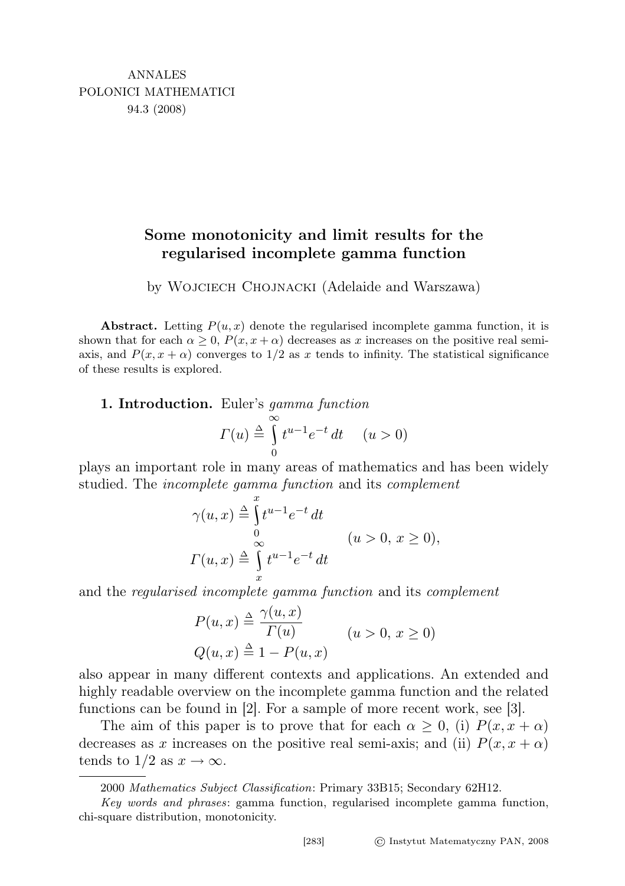ANNALES POLONICI MATHEMATICI 94.3 (2008)

# Some monotonicity and limit results for the regularised incomplete gamma function

by Wojciech Chojnacki (Adelaide and Warszawa)

**Abstract.** Letting $P(u,x)$ denote the regularised incomplete gamma function, it is shown that for each $\alpha \geq 0$, $P(x, x+\alpha)$ decreases as $x$ increases on the positive real semi-axis, and $P(x, x+\alpha)$ converges to $1/2$ as $x$ tends to infinity. The statistical significance of these results is explored.

**1. Introduction.** Euler's *gamma function*

$$\Gamma(u) \triangleq \int_0^\infty t^{u-1}e^{-t}\,dt \qquad (u>0)$$

plays an important role in many areas of mathematics and has been widely studied. The *incomplete gamma function* and its *complement*

$$\begin{aligned}\gamma(u,x) &\triangleq \int_0^x t^{u-1}e^{-t}\,dt \\ \Gamma(u,x) &\triangleq \int_x^\infty t^{u-1}e^{-t}\,dt\end{aligned} \qquad (u>0,\ x\geq 0),$$

and the *regularised incomplete gamma function* and its *complement*

$$\begin{aligned}P(u,x) &\triangleq \frac{\gamma(u,x)}{\Gamma(u)} \\ Q(u,x) &\triangleq 1-P(u,x)\end{aligned} \qquad (u>0,\ x\geq 0)$$

also appear in many different contexts and applications. An extended and highly readable overview on the incomplete gamma function and the related functions can be found in [2]. For a sample of more recent work, see [3].

The aim of this paper is to prove that for each $\alpha \geq 0$, (i) $P(x, x+\alpha)$ decreases as $x$ increases on the positive real semi-axis; and (ii) $P(x, x+\alpha)$ tends to $1/2$ as $x \to \infty$.

---

2000 *Mathematics Subject Classification*: Primary 33B15; Secondary 62H12.

*Key words and phrases*: gamma function, regularised incomplete gamma function, chi-square distribution, monotonicity.

© Instytut Matematyczny PAN, 2008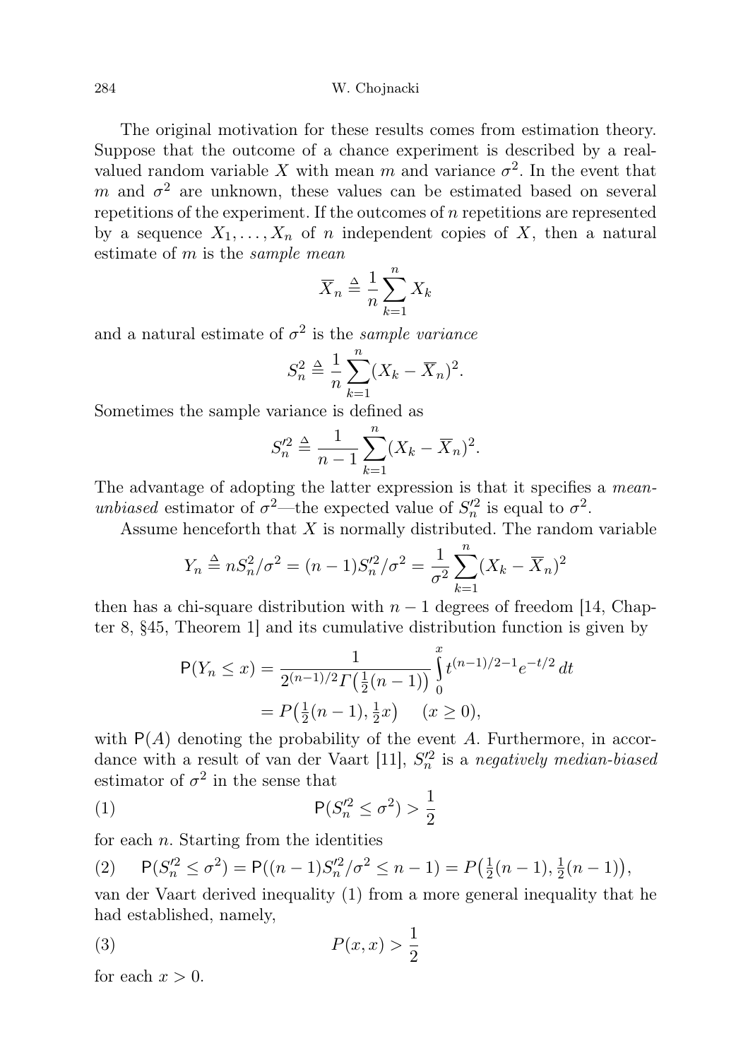The original motivation for these results comes from estimation theory. Suppose that the outcome of a chance experiment is described by a real-valued random variable $X$ with mean $m$ and variance $\sigma^2$. In the event that $m$ and $\sigma^2$ are unknown, these values can be estimated based on several repetitions of the experiment. If the outcomes of $n$ repetitions are represented by a sequence $X_1, \ldots, X_n$ of $n$ independent copies of $X$, then a natural estimate of $m$ is the *sample mean*

$$\overline{X}_n \triangleq \frac{1}{n}\sum_{k=1}^{n} X_k$$

and a natural estimate of $\sigma^2$ is the *sample variance*

$$S_n^2 \triangleq \frac{1}{n}\sum_{k=1}^{n}(X_k - \overline{X}_n)^2.$$

Sometimes the sample variance is defined as

$$S_n'^2 \triangleq \frac{1}{n-1}\sum_{k=1}^{n}(X_k - \overline{X}_n)^2.$$

The advantage of adopting the latter expression is that it specifies a *mean-unbiased* estimator of $\sigma^2$—the expected value of $S_n'^2$ is equal to $\sigma^2$.

Assume henceforth that $X$ is normally distributed. The random variable

$$Y_n \triangleq nS_n^2/\sigma^2 = (n-1)S_n'^2/\sigma^2 = \frac{1}{\sigma^2}\sum_{k=1}^{n}(X_k - \overline{X}_n)^2$$

then has a chi-square distribution with $n-1$ degrees of freedom [14, Chapter 8, §45, Theorem 1] and its cumulative distribution function is given by

$$\begin{aligned}
\mathsf{P}(Y_n \le x) &= \frac{1}{2^{(n-1)/2}\Gamma\big(\frac{1}{2}(n-1)\big)}\int_0^x t^{(n-1)/2-1}e^{-t/2}\,dt \\
&= P\big(\tfrac{1}{2}(n-1), \tfrac{1}{2}x\big) \qquad (x \ge 0),
\end{aligned}$$

with $\mathsf{P}(A)$ denoting the probability of the event $A$. Furthermore, in accordance with a result of van der Vaart [11], $S_n'^2$ is a *negatively median-biased* estimator of $\sigma^2$ in the sense that

$$\mathsf{P}(S_n'^2 \le \sigma^2) > \frac{1}{2} \tag{1}$$

for each $n$. Starting from the identities

$$\mathsf{P}(S_n'^2 \le \sigma^2) = \mathsf{P}((n-1)S_n'^2/\sigma^2 \le n-1) = P\big(\tfrac{1}{2}(n-1), \tfrac{1}{2}(n-1)\big), \tag{2}$$

van der Vaart derived inequality (1) from a more general inequality that he had established, namely,

$$P(x,x) > \frac{1}{2} \tag{3}$$

for each $x > 0$.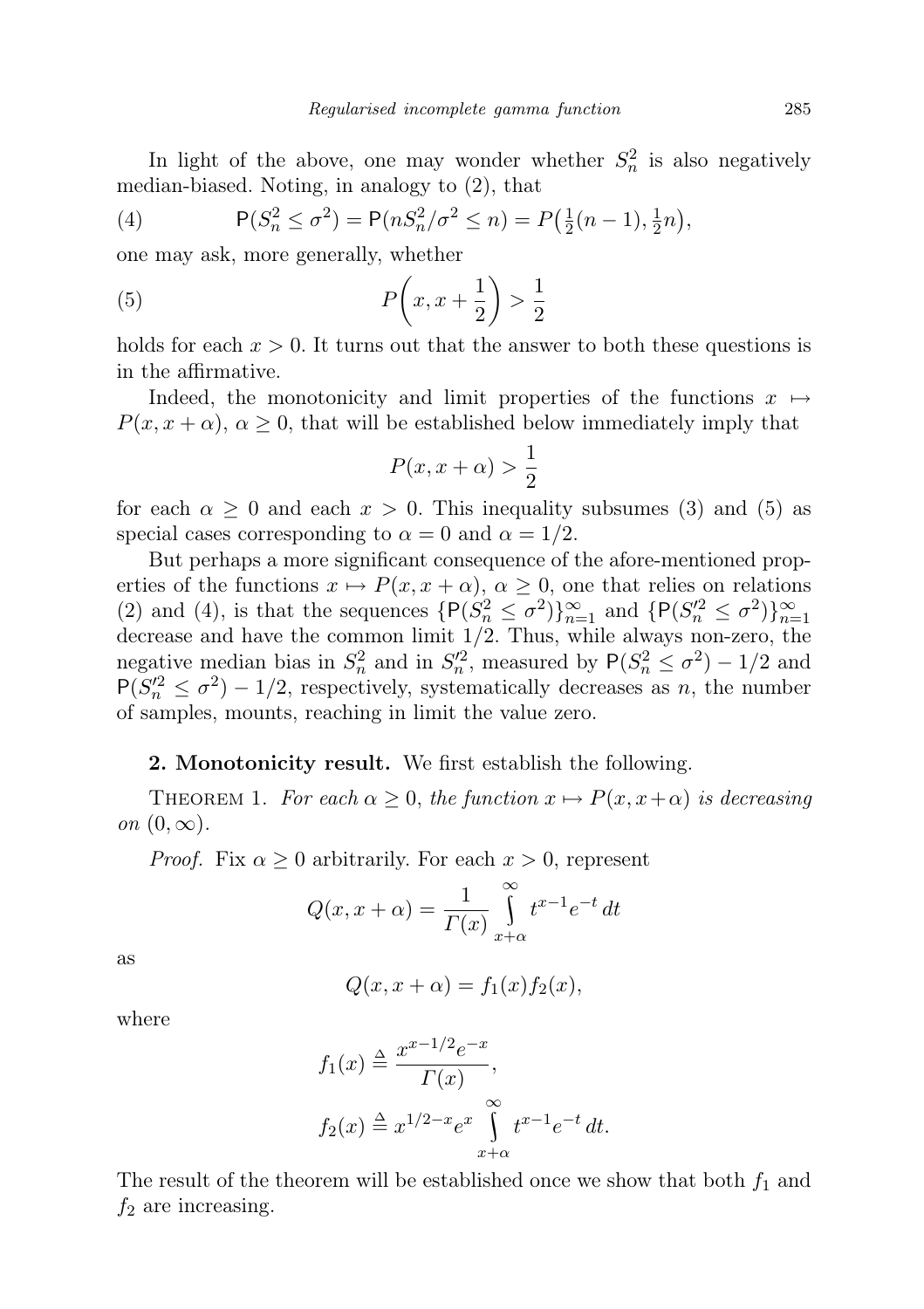In light of the above, one may wonder whether $S_n^2$ is also negatively median-biased. Noting, in analogy to (2), that

$$\mathsf{P}(S_n^2 \le \sigma^2) = \mathsf{P}(nS_n^2/\sigma^2 \le n) = P\big(\tfrac{1}{2}(n-1), \tfrac{1}{2}n\big), \tag{4}$$

one may ask, more generally, whether

$$P\left(x, x + \frac{1}{2}\right) > \frac{1}{2} \tag{5}$$

holds for each $x > 0$. It turns out that the answer to both these questions is in the affirmative.

Indeed, the monotonicity and limit properties of the functions $x \mapsto P(x, x + \alpha)$, $\alpha \ge 0$, that will be established below immediately imply that

$$P(x, x + \alpha) > \frac{1}{2}$$

for each $\alpha \ge 0$ and each $x > 0$. This inequality subsumes (3) and (5) as special cases corresponding to $\alpha = 0$ and $\alpha = 1/2$.

But perhaps a more significant consequence of the afore-mentioned properties of the functions $x \mapsto P(x, x+\alpha)$, $\alpha \ge 0$, one that relies on relations (2) and (4), is that the sequences $\{\mathsf{P}(S_n^2 \le \sigma^2)\}_{n=1}^{\infty}$ and $\{\mathsf{P}(S_n'^2 \le \sigma^2)\}_{n=1}^{\infty}$ decrease and have the common limit $1/2$. Thus, while always non-zero, the negative median bias in $S_n^2$ and in $S_n'^2$, measured by $\mathsf{P}(S_n^2 \le \sigma^2) - 1/2$ and $\mathsf{P}(S_n'^2 \le \sigma^2) - 1/2$, respectively, systematically decreases as $n$, the number of samples, mounts, reaching in limit the value zero.

**2. Monotonicity result.** We first establish the following.

Theorem 1. *For each $\alpha \ge 0$, the function $x \mapsto P(x, x+\alpha)$ is decreasing on $(0, \infty)$.*

*Proof.* Fix $\alpha \ge 0$ arbitrarily. For each $x > 0$, represent

$$Q(x, x+\alpha) = \frac{1}{\Gamma(x)} \int_{x+\alpha}^{\infty} t^{x-1} e^{-t}\, dt$$

as

$$Q(x, x+\alpha) = f_1(x) f_2(x),$$

where

$$f_1(x) \triangleq \frac{x^{x-1/2} e^{-x}}{\Gamma(x)},$$

$$f_2(x) \triangleq x^{1/2-x} e^{x} \int_{x+\alpha}^{\infty} t^{x-1} e^{-t}\, dt.$$

The result of the theorem will be established once we show that both $f_1$ and $f_2$ are increasing.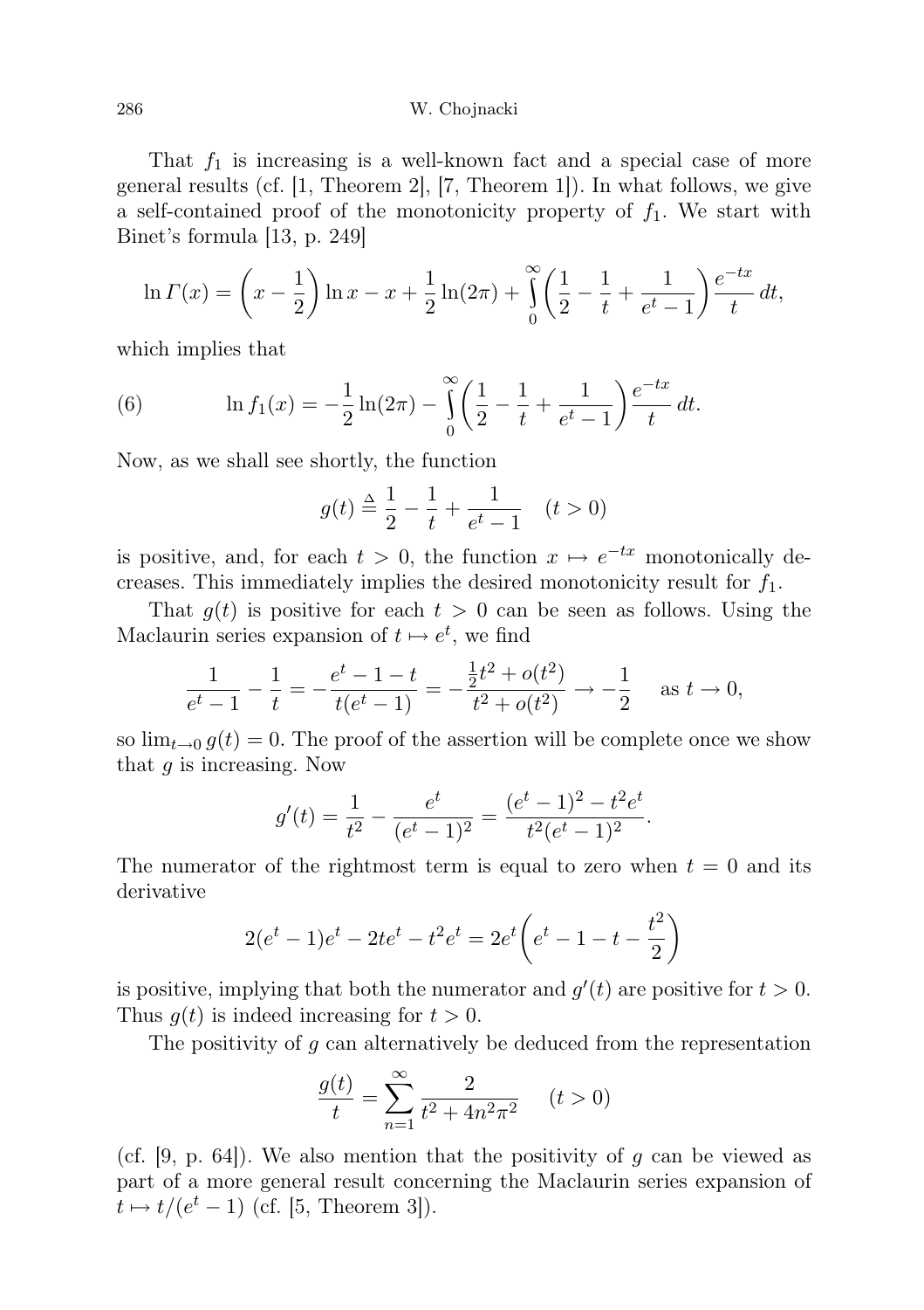That $f_1$ is increasing is a well-known fact and a special case of more general results (cf. [1, Theorem 2], [7, Theorem 1]). In what follows, we give a self-contained proof of the monotonicity property of $f_1$. We start with Binet's formula [13, p. 249]

$$\ln \Gamma(x) = \left(x - \frac{1}{2}\right) \ln x - x + \frac{1}{2}\ln(2\pi) + \int_0^\infty \left(\frac{1}{2} - \frac{1}{t} + \frac{1}{e^t - 1}\right) \frac{e^{-tx}}{t}\, dt,$$

which implies that

$$\ln f_1(x) = -\frac{1}{2}\ln(2\pi) - \int_0^\infty \left(\frac{1}{2} - \frac{1}{t} + \frac{1}{e^t - 1}\right) \frac{e^{-tx}}{t}\, dt. \tag{6}$$

Now, as we shall see shortly, the function

$$g(t) \triangleq \frac{1}{2} - \frac{1}{t} + \frac{1}{e^t - 1} \quad (t > 0)$$

is positive, and, for each $t > 0$, the function $x \mapsto e^{-tx}$ monotonically decreases. This immediately implies the desired monotonicity result for $f_1$.

That $g(t)$ is positive for each $t > 0$ can be seen as follows. Using the Maclaurin series expansion of $t \mapsto e^t$, we find

$$\frac{1}{e^t - 1} - \frac{1}{t} = -\frac{e^t - 1 - t}{t(e^t - 1)} = -\frac{\frac{1}{2}t^2 + o(t^2)}{t^2 + o(t^2)} \to -\frac{1}{2} \quad \text{as } t \to 0,$$

so $\lim_{t\to 0} g(t) = 0$. The proof of the assertion will be complete once we show that $g$ is increasing. Now

$$g'(t) = \frac{1}{t^2} - \frac{e^t}{(e^t - 1)^2} = \frac{(e^t - 1)^2 - t^2 e^t}{t^2(e^t - 1)^2}.$$

The numerator of the rightmost term is equal to zero when $t = 0$ and its derivative

$$2(e^t - 1)e^t - 2te^t - t^2 e^t = 2e^t\left(e^t - 1 - t - \frac{t^2}{2}\right)$$

is positive, implying that both the numerator and $g'(t)$ are positive for $t > 0$. Thus $g(t)$ is indeed increasing for $t > 0$.

The positivity of $g$ can alternatively be deduced from the representation

$$\frac{g(t)}{t} = \sum_{n=1}^{\infty} \frac{2}{t^2 + 4n^2\pi^2} \quad (t > 0)$$

(cf. [9, p. 64]). We also mention that the positivity of $g$ can be viewed as part of a more general result concerning the Maclaurin series expansion of $t \mapsto t/(e^t - 1)$ (cf. [5, Theorem 3]).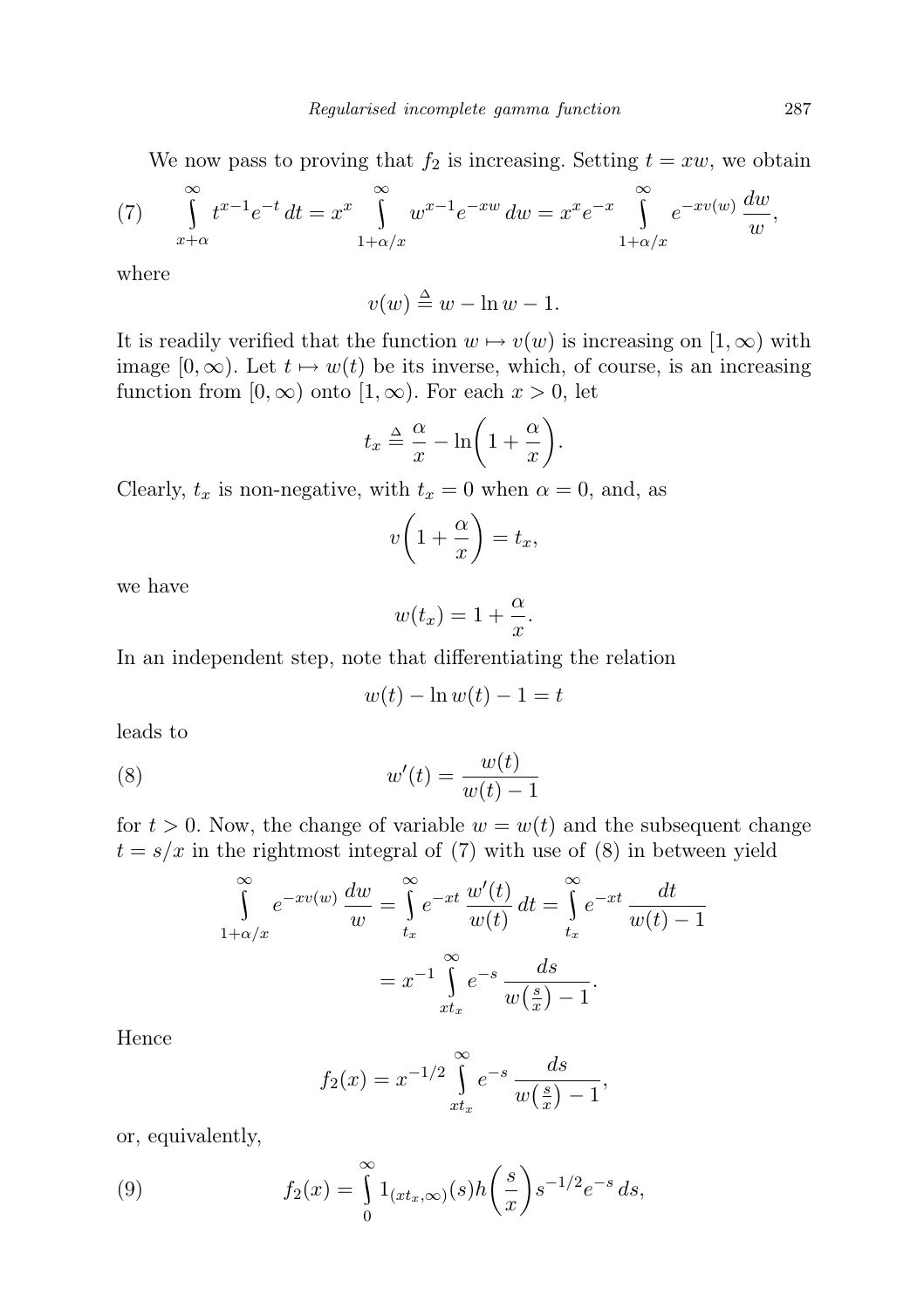We now pass to proving that $f_2$ is increasing. Setting $t = xw$, we obtain

$$\int_{x+\alpha}^{\infty} t^{x-1} e^{-t}\, dt = x^x \int_{1+\alpha/x}^{\infty} w^{x-1} e^{-xw}\, dw = x^x e^{-x} \int_{1+\alpha/x}^{\infty} e^{-xv(w)}\, \frac{dw}{w}, \tag{7}$$

where

$$v(w) \triangleq w - \ln w - 1.$$

It is readily verified that the function $w \mapsto v(w)$ is increasing on $[1, \infty)$ with image $[0, \infty)$. Let $t \mapsto w(t)$ be its inverse, which, of course, is an increasing function from $[0, \infty)$ onto $[1, \infty)$. For each $x > 0$, let

$$t_x \triangleq \frac{\alpha}{x} - \ln\left(1 + \frac{\alpha}{x}\right).$$

Clearly, $t_x$ is non-negative, with $t_x = 0$ when $\alpha = 0$, and, as

$$v\left(1 + \frac{\alpha}{x}\right) = t_x,$$

we have

$$w(t_x) = 1 + \frac{\alpha}{x}.$$

In an independent step, note that differentiating the relation

$$w(t) - \ln w(t) - 1 = t$$

leads to

$$w'(t) = \frac{w(t)}{w(t) - 1} \tag{8}$$

for $t > 0$. Now, the change of variable $w = w(t)$ and the subsequent change $t = s/x$ in the rightmost integral of (7) with use of (8) in between yield

$$\int_{1+\alpha/x}^{\infty} e^{-xv(w)}\, \frac{dw}{w} = \int_{t_x}^{\infty} e^{-xt}\, \frac{w'(t)}{w(t)}\, dt = \int_{t_x}^{\infty} e^{-xt}\, \frac{dt}{w(t) - 1}$$

$$= x^{-1} \int_{xt_x}^{\infty} e^{-s}\, \frac{ds}{w\left(\frac{s}{x}\right) - 1}.$$

Hence

$$f_2(x) = x^{-1/2} \int_{xt_x}^{\infty} e^{-s}\, \frac{ds}{w\left(\frac{s}{x}\right) - 1},$$

or, equivalently,

$$f_2(x) = \int_0^{\infty} 1_{(xt_x, \infty)}(s)\, h\left(\frac{s}{x}\right) s^{-1/2} e^{-s}\, ds, \tag{9}$$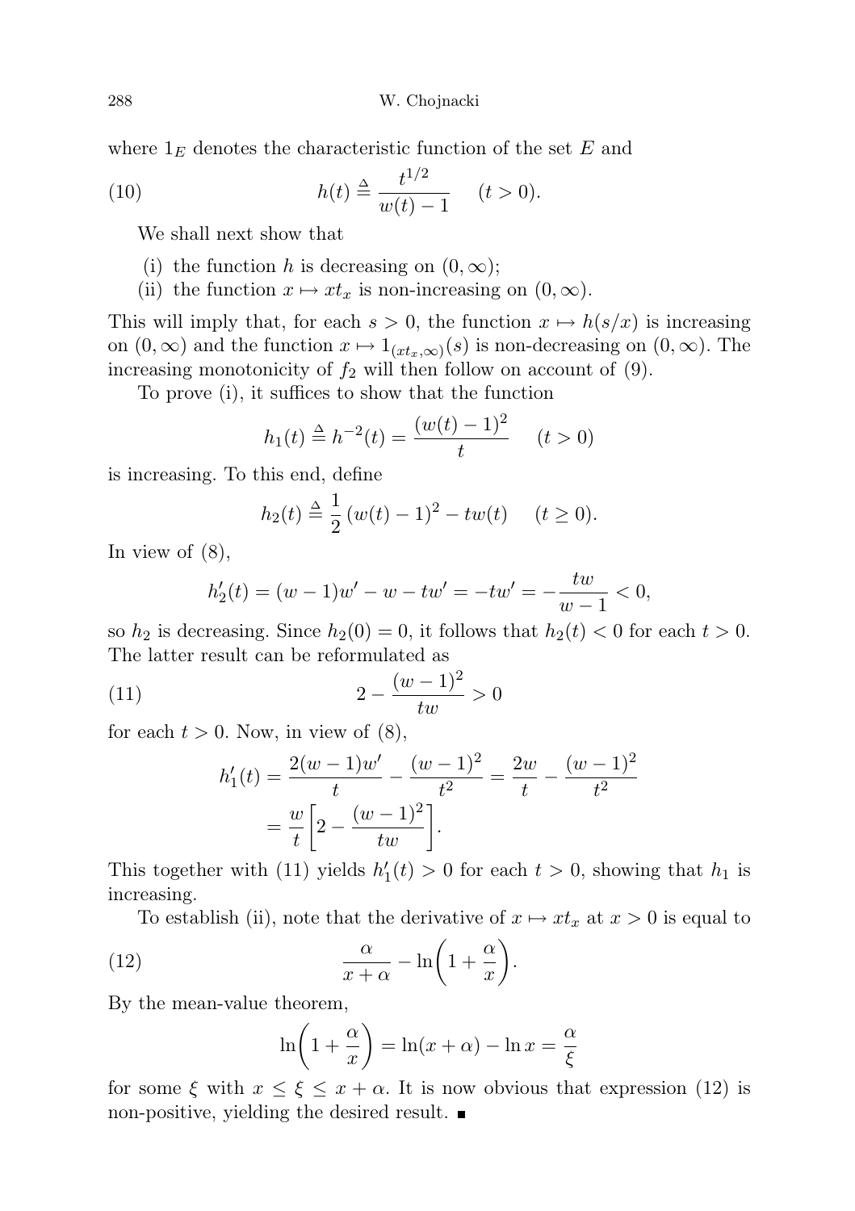where $1_E$ denotes the characteristic function of the set $E$ and

$$h(t) \triangleq \frac{t^{1/2}}{w(t) - 1} \quad (t > 0). \tag{10}$$

We shall next show that

(i) the function $h$ is decreasing on $(0, \infty)$;
(ii) the function $x \mapsto xt_x$ is non-increasing on $(0, \infty)$.

This will imply that, for each $s > 0$, the function $x \mapsto h(s/x)$ is increasing on $(0, \infty)$ and the function $x \mapsto 1_{(xt_x, \infty)}(s)$ is non-decreasing on $(0, \infty)$. The increasing monotonicity of $f_2$ will then follow on account of (9).

To prove (i), it suffices to show that the function

$$h_1(t) \triangleq h^{-2}(t) = \frac{(w(t) - 1)^2}{t} \quad (t > 0)$$

is increasing. To this end, define

$$h_2(t) \triangleq \frac{1}{2}(w(t) - 1)^2 - tw(t) \quad (t \geq 0).$$

In view of (8),

$$h_2'(t) = (w - 1)w' - w - tw' = -tw' = -\frac{tw}{w - 1} < 0,$$

so $h_2$ is decreasing. Since $h_2(0) = 0$, it follows that $h_2(t) < 0$ for each $t > 0$. The latter result can be reformulated as

$$2 - \frac{(w - 1)^2}{tw} > 0 \tag{11}$$

for each $t > 0$. Now, in view of (8),

$$\begin{aligned} h_1'(t) &= \frac{2(w - 1)w'}{t} - \frac{(w - 1)^2}{t^2} = \frac{2w}{t} - \frac{(w - 1)^2}{t^2} \\ &= \frac{w}{t}\left[2 - \frac{(w - 1)^2}{tw}\right]. \end{aligned}$$

This together with (11) yields $h_1'(t) > 0$ for each $t > 0$, showing that $h_1$ is increasing.

To establish (ii), note that the derivative of $x \mapsto xt_x$ at $x > 0$ is equal to

$$\frac{\alpha}{x + \alpha} - \ln\left(1 + \frac{\alpha}{x}\right). \tag{12}$$

By the mean-value theorem,

$$\ln\left(1 + \frac{\alpha}{x}\right) = \ln(x + \alpha) - \ln x = \frac{\alpha}{\xi}$$

for some $\xi$ with $x \leq \xi \leq x + \alpha$. It is now obvious that expression (12) is non-positive, yielding the desired result. ∎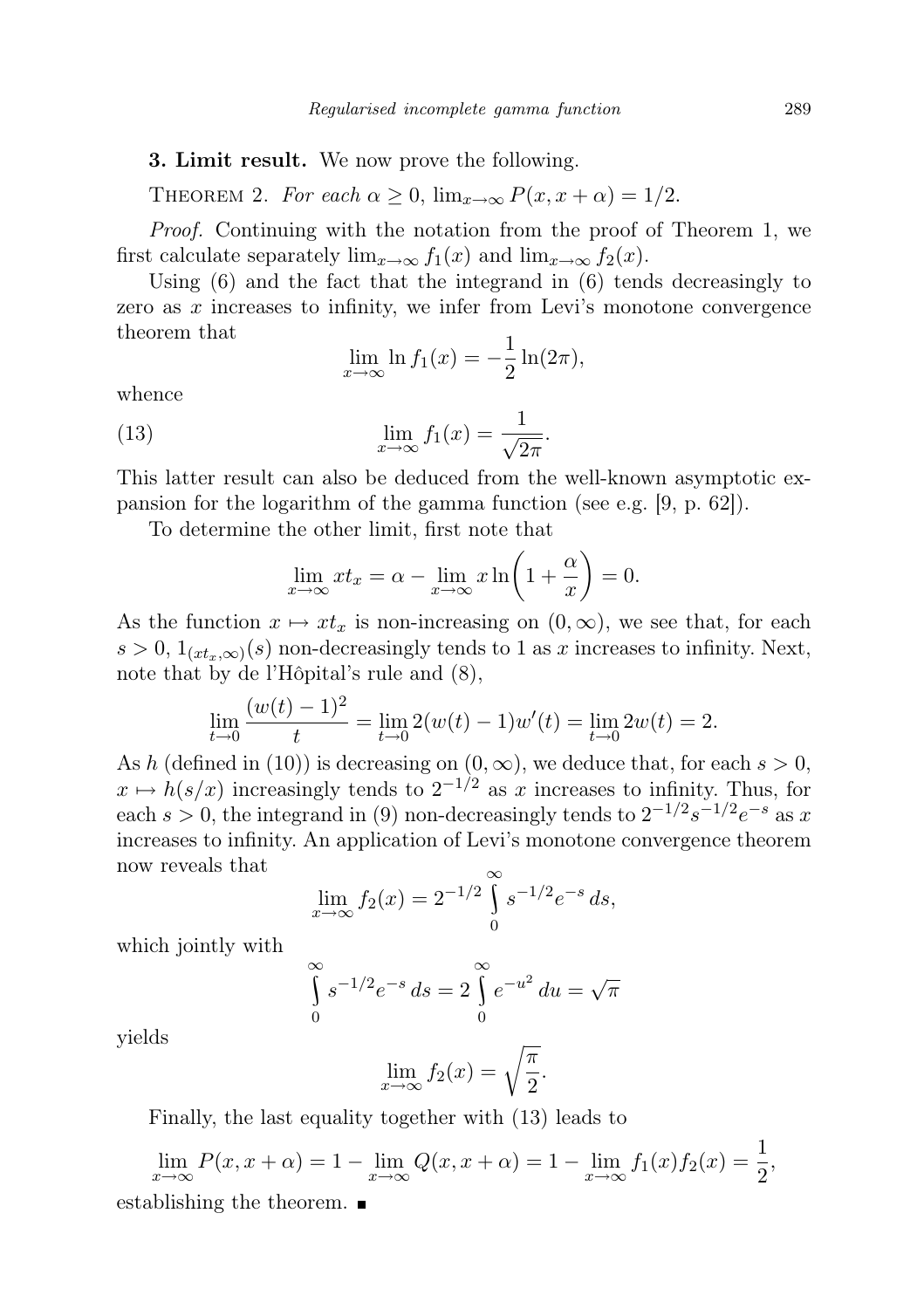**3. Limit result.** We now prove the following.

THEOREM 2. *For each $\alpha \geq 0$, $\lim_{x\to\infty} P(x, x+\alpha) = 1/2$.*

*Proof.* Continuing with the notation from the proof of Theorem 1, we first calculate separately $\lim_{x\to\infty} f_1(x)$ and $\lim_{x\to\infty} f_2(x)$.

Using (6) and the fact that the integrand in (6) tends decreasingly to zero as $x$ increases to infinity, we infer from Levi's monotone convergence theorem that

$$\lim_{x\to\infty} \ln f_1(x) = -\frac{1}{2}\ln(2\pi),$$

whence

$$\lim_{x\to\infty} f_1(x) = \frac{1}{\sqrt{2\pi}}. \tag{13}$$

This latter result can also be deduced from the well-known asymptotic expansion for the logarithm of the gamma function (see e.g. [9, p. 62]).

To determine the other limit, first note that

$$\lim_{x\to\infty} xt_x = \alpha - \lim_{x\to\infty} x\ln\left(1+\frac{\alpha}{x}\right) = 0.$$

As the function $x \mapsto xt_x$ is non-increasing on $(0,\infty)$, we see that, for each $s > 0$, $1_{(xt_x,\infty)}(s)$ non-decreasingly tends to 1 as $x$ increases to infinity. Next, note that by de l'Hôpital's rule and (8),

$$\lim_{t\to 0} \frac{(w(t)-1)^2}{t} = \lim_{t\to 0} 2(w(t)-1)w'(t) = \lim_{t\to 0} 2w(t) = 2.$$

As $h$ (defined in (10)) is decreasing on $(0,\infty)$, we deduce that, for each $s > 0$, $x \mapsto h(s/x)$ increasingly tends to $2^{-1/2}$ as $x$ increases to infinity. Thus, for each $s > 0$, the integrand in (9) non-decreasingly tends to $2^{-1/2}s^{-1/2}e^{-s}$ as $x$ increases to infinity. An application of Levi's monotone convergence theorem now reveals that

$$\lim_{x\to\infty} f_2(x) = 2^{-1/2}\int_0^\infty s^{-1/2}e^{-s}\,ds,$$

which jointly with

$$\int_0^\infty s^{-1/2}e^{-s}\,ds = 2\int_0^\infty e^{-u^2}\,du = \sqrt{\pi}$$

yields

$$\lim_{x\to\infty} f_2(x) = \sqrt{\frac{\pi}{2}}.$$

Finally, the last equality together with (13) leads to

$$\lim_{x\to\infty} P(x, x+\alpha) = 1 - \lim_{x\to\infty} Q(x, x+\alpha) = 1 - \lim_{x\to\infty} f_1(x)f_2(x) = \frac{1}{2},$$

establishing the theorem. ∎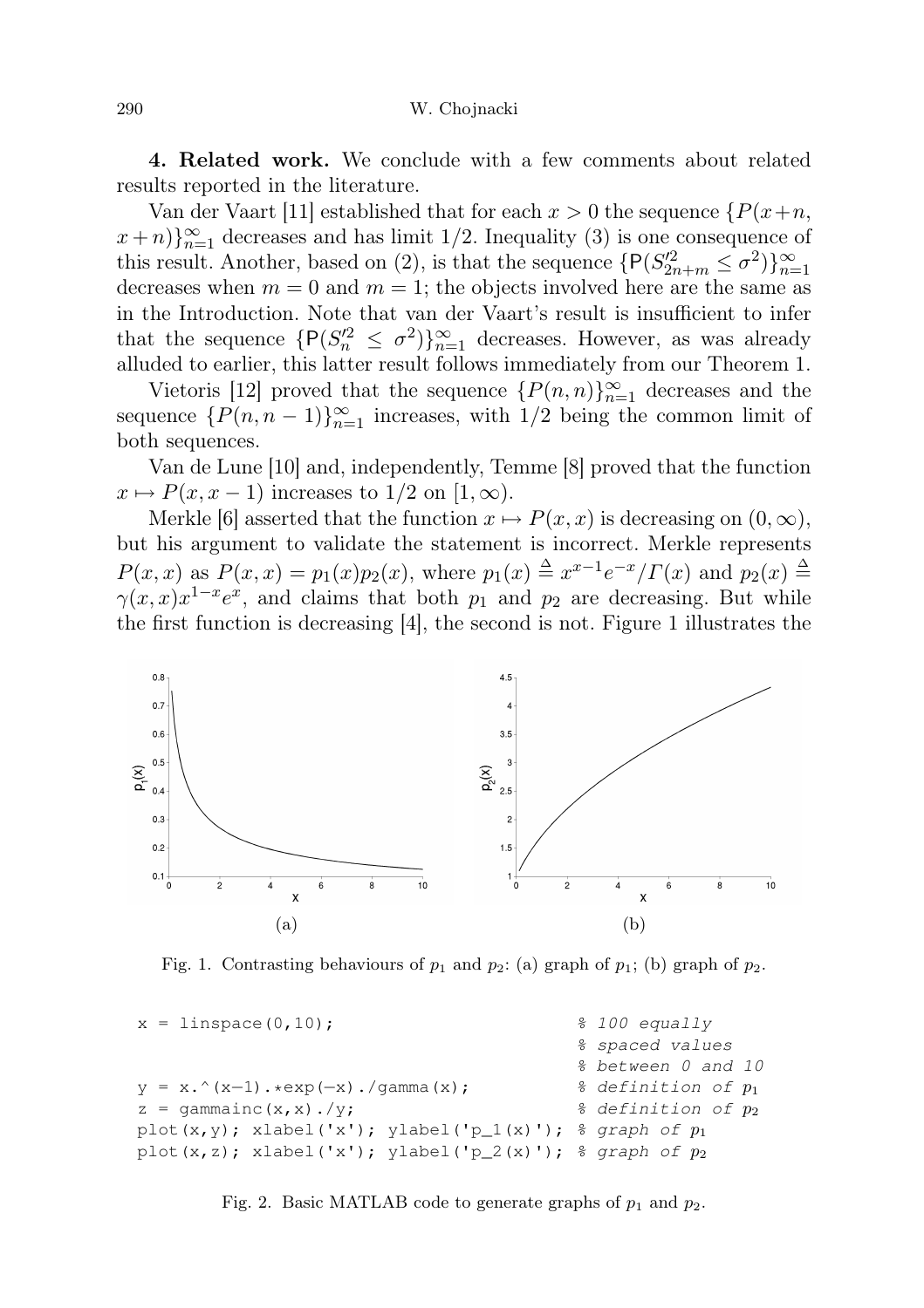**4. Related work.** We conclude with a few comments about related results reported in the literature.

Van der Vaart [11] established that for each $x > 0$ the sequence $\{P(x+n, x+n)\}_{n=1}^{\infty}$ decreases and has limit $1/2$. Inequality (3) is one consequence of this result. Another, based on (2), is that the sequence $\{\mathsf{P}(S_{2n+m}'^2 \le \sigma^2)\}_{n=1}^{\infty}$ decreases when $m = 0$ and $m = 1$; the objects involved here are the same as in the Introduction. Note that van der Vaart's result is insufficient to infer that the sequence $\{\mathsf{P}(S_n'^2 \le \sigma^2)\}_{n=1}^{\infty}$ decreases. However, as was already alluded to earlier, this latter result follows immediately from our Theorem 1.

Vietoris [12] proved that the sequence $\{P(n,n)\}_{n=1}^{\infty}$ decreases and the sequence $\{P(n, n-1)\}_{n=1}^{\infty}$ increases, with $1/2$ being the common limit of both sequences.

Van de Lune [10] and, independently, Temme [8] proved that the function $x \mapsto P(x, x-1)$ increases to $1/2$ on $[1, \infty)$.

Merkle [6] asserted that the function $x \mapsto P(x,x)$ is decreasing on $(0, \infty)$, but his argument to validate the statement is incorrect. Merkle represents $P(x,x)$ as $P(x,x) = p_1(x)p_2(x)$, where $p_1(x) \triangleq x^{x-1}e^{-x}/\Gamma(x)$ and $p_2(x) \triangleq \gamma(x,x)x^{1-x}e^{x}$, and claims that both $p_1$ and $p_2$ are decreasing. But while the first function is decreasing [4], the second is not. Figure 1 illustrates the

Fig. 1. Contrasting behaviours of $p_1$ and $p_2$: (a) graph of $p_1$; (b) graph of $p_2$.

```
x = linspace(0,10);                         % 100 equally
                                            % spaced values
                                            % between 0 and 10
y = x.^(x-1).*exp(-x)./gamma(x);            % definition of p1
z = gammainc(x,x)./y;                       % definition of p2
plot(x,y); xlabel('x'); ylabel('p_1(x)');  % graph of p1
plot(x,z); xlabel('x'); ylabel('p_2(x)');  % graph of p2
```

Fig. 2. Basic MATLAB code to generate graphs of $p_1$ and $p_2$.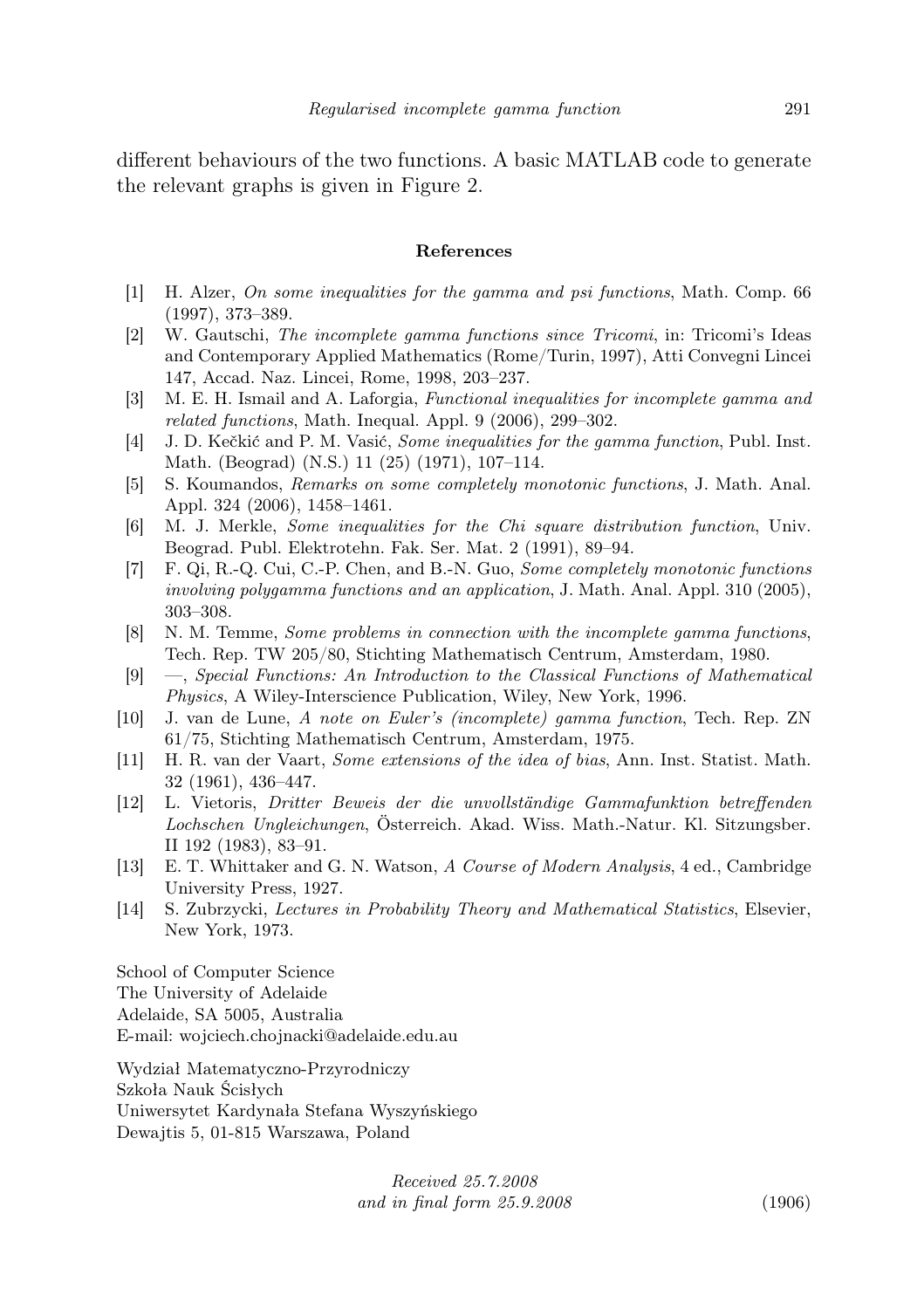different behaviours of the two functions. A basic MATLAB code to generate the relevant graphs is given in Figure 2.

## References

[1] H. Alzer, *On some inequalities for the gamma and psi functions*, Math. Comp. 66 (1997), 373–389.

[2] W. Gautschi, *The incomplete gamma functions since Tricomi*, in: Tricomi's Ideas and Contemporary Applied Mathematics (Rome/Turin, 1997), Atti Convegni Lincei 147, Accad. Naz. Lincei, Rome, 1998, 203–237.

[3] M. E. H. Ismail and A. Laforgia, *Functional inequalities for incomplete gamma and related functions*, Math. Inequal. Appl. 9 (2006), 299–302.

[4] J. D. Kečkić and P. M. Vasić, *Some inequalities for the gamma function*, Publ. Inst. Math. (Beograd) (N.S.) 11 (25) (1971), 107–114.

[5] S. Koumandos, *Remarks on some completely monotonic functions*, J. Math. Anal. Appl. 324 (2006), 1458–1461.

[6] M. J. Merkle, *Some inequalities for the Chi square distribution function*, Univ. Beograd. Publ. Elektrotehn. Fak. Ser. Mat. 2 (1991), 89–94.

[7] F. Qi, R.-Q. Cui, C.-P. Chen, and B.-N. Guo, *Some completely monotonic functions involving polygamma functions and an application*, J. Math. Anal. Appl. 310 (2005), 303–308.

[8] N. M. Temme, *Some problems in connection with the incomplete gamma functions*, Tech. Rep. TW 205/80, Stichting Mathematisch Centrum, Amsterdam, 1980.

[9] —, *Special Functions: An Introduction to the Classical Functions of Mathematical Physics*, A Wiley-Interscience Publication, Wiley, New York, 1996.

[10] J. van de Lune, *A note on Euler's (incomplete) gamma function*, Tech. Rep. ZN 61/75, Stichting Mathematisch Centrum, Amsterdam, 1975.

[11] H. R. van der Vaart, *Some extensions of the idea of bias*, Ann. Inst. Statist. Math. 32 (1961), 436–447.

[12] L. Vietoris, *Dritter Beweis der die unvollständige Gammafunktion betreffenden Lochschen Ungleichungen*, Österreich. Akad. Wiss. Math.-Natur. Kl. Sitzungsber. II 192 (1983), 83–91.

[13] E. T. Whittaker and G. N. Watson, *A Course of Modern Analysis*, 4 ed., Cambridge University Press, 1927.

[14] S. Zubrzycki, *Lectures in Probability Theory and Mathematical Statistics*, Elsevier, New York, 1973.

School of Computer Science
The University of Adelaide
Adelaide, SA 5005, Australia
E-mail: wojciech.chojnacki@adelaide.edu.au

Wydział Matematyczno-Przyrodniczy
Szkoła Nauk Ścisłych
Uniwersytet Kardynała Stefana Wyszyńskiego
Dewajtis 5, 01-815 Warszawa, Poland

*Received 25.7.2008*
*and in final form 25.9.2008* (1906)